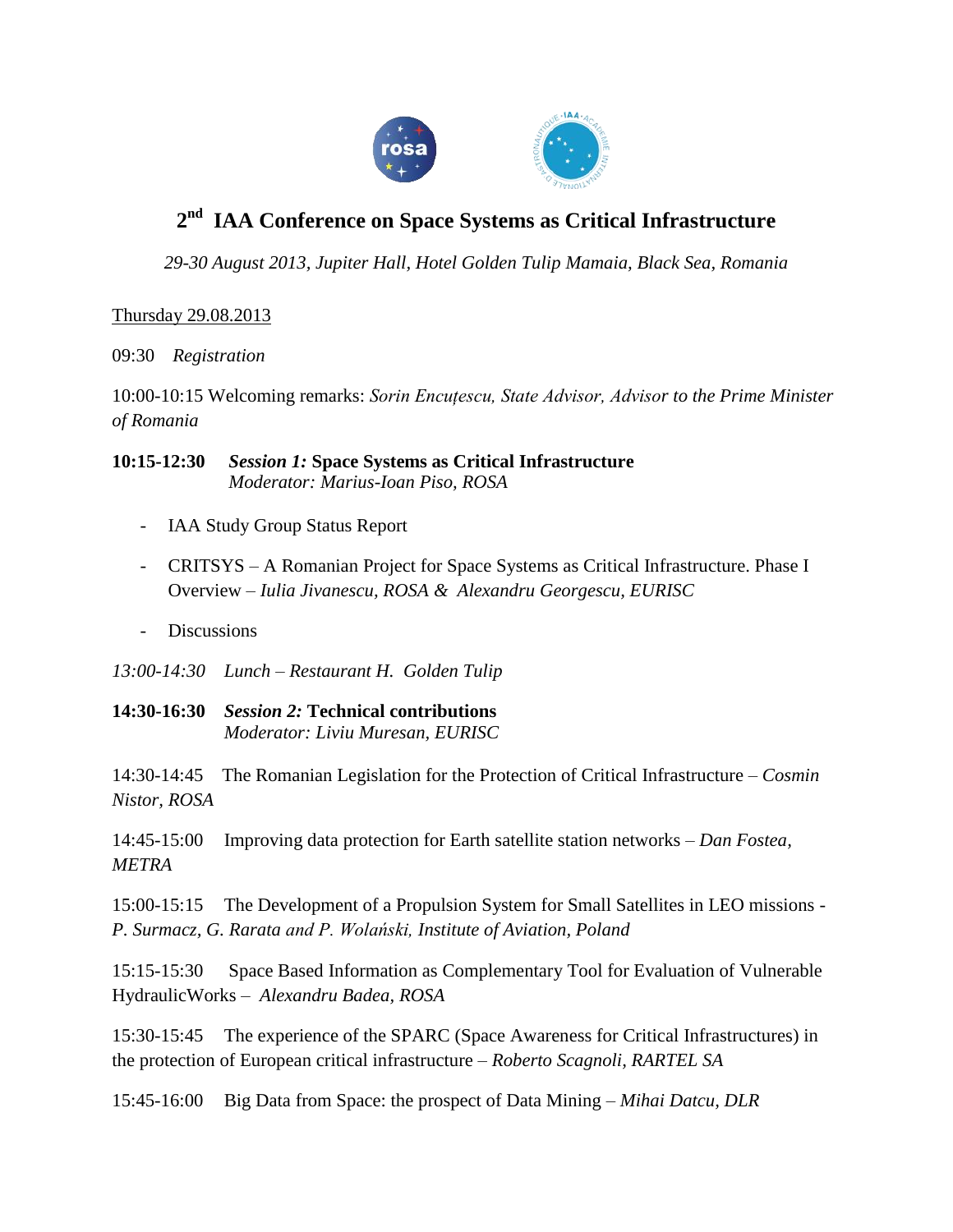# 2nd IAA Conference on Space Systems as Critical Infrastructure

*29-30 August 2013, Jupiter Hall, Hotel Golden Tulip Mamaia, Black Sea, Romania*

Thursday 29.08.2013

09:30 *Registration*

10:00-10:15 Welcoming remarks: *Sorin Encuțescu, State Advisor, Advisor to the Prime Minister of Romania*

**10:15-12:30** ***Session 1:*** **Space Systems as Critical Infrastructure**
*Moderator: Marius-Ioan Piso, ROSA*

- IAA Study Group Status Report
- CRITSYS – A Romanian Project for Space Systems as Critical Infrastructure. Phase I Overview – *Iulia Jivanescu, ROSA & Alexandru Georgescu, EURISC*
- Discussions

*13:00-14:30 Lunch – Restaurant H. Golden Tulip*

**14:30-16:30** ***Session 2:*** **Technical contributions**
*Moderator: Liviu Muresan, EURISC*

14:30-14:45 The Romanian Legislation for the Protection of Critical Infrastructure – *Cosmin Nistor, ROSA*

14:45-15:00 Improving data protection for Earth satellite station networks – *Dan Fostea, METRA*

15:00-15:15 The Development of a Propulsion System for Small Satellites in LEO missions - *P. Surmacz, G. Rarata and P. Wolański, Institute of Aviation, Poland*

15:15-15:30 Space Based Information as Complementary Tool for Evaluation of Vulnerable HydraulicWorks – *Alexandru Badea, ROSA*

15:30-15:45 The experience of the SPARC (Space Awareness for Critical Infrastructures) in the protection of European critical infrastructure – *Roberto Scagnoli, RARTEL SA*

15:45-16:00 Big Data from Space: the prospect of Data Mining – *Mihai Datcu, DLR*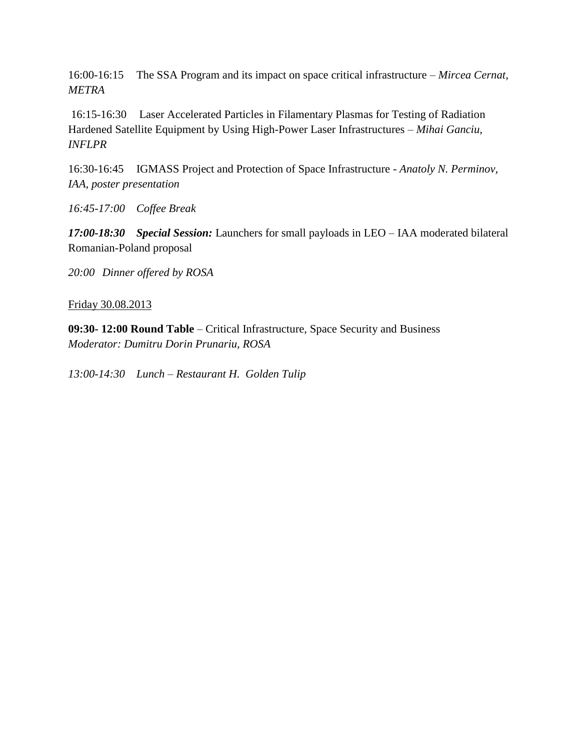16:00-16:15 The SSA Program and its impact on space critical infrastructure – *Mircea Cernat, METRA*

16:15-16:30 Laser Accelerated Particles in Filamentary Plasmas for Testing of Radiation Hardened Satellite Equipment by Using High-Power Laser Infrastructures – *Mihai Ganciu, INFLPR*

16:30-16:45 IGMASS Project and Protection of Space Infrastructure - *Anatoly N. Perminov, IAA, poster presentation*

*16:45-17:00 Coffee Break*

***17:00-18:30 Special Session:*** Launchers for small payloads in LEO – IAA moderated bilateral Romanian-Poland proposal

*20:00 Dinner offered by ROSA*

<u>Friday 30.08.2013</u>

**09:30- 12:00 Round Table** – Critical Infrastructure, Space Security and Business
*Moderator: Dumitru Dorin Prunariu, ROSA*

*13:00-14:30 Lunch – Restaurant H. Golden Tulip*